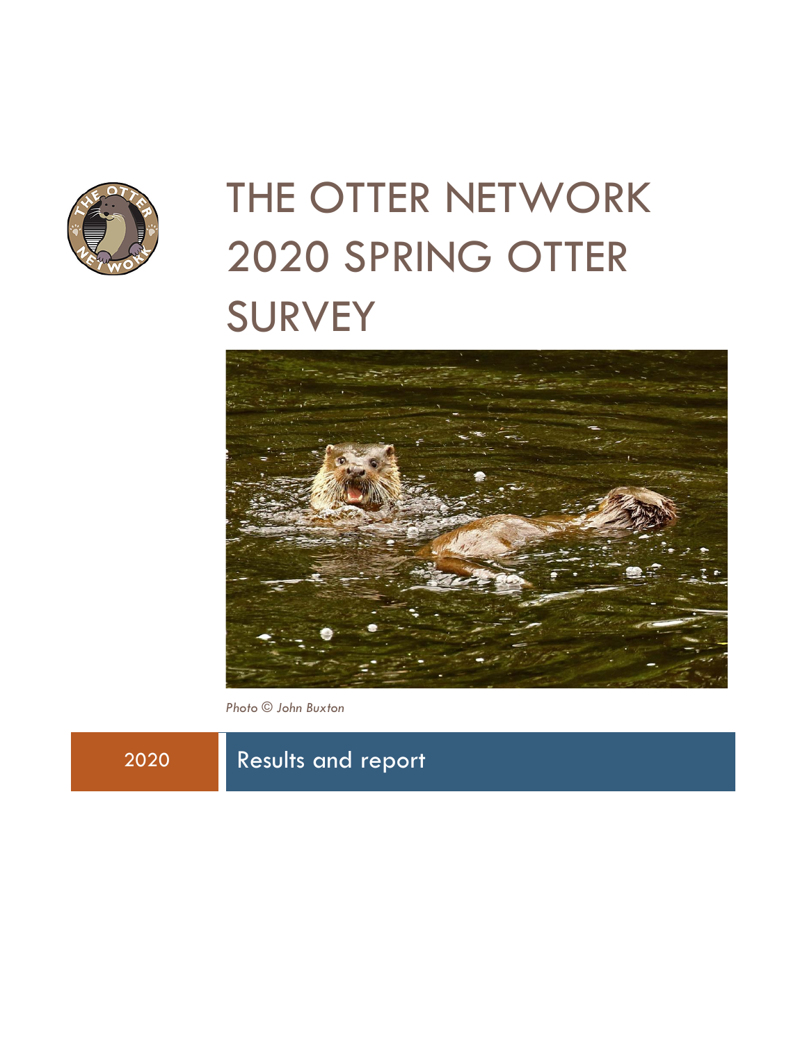# THE OTTER NETWORK 2020 SPRING OTTER SURVEY

*Photo © John Buxton*

2020

Results and report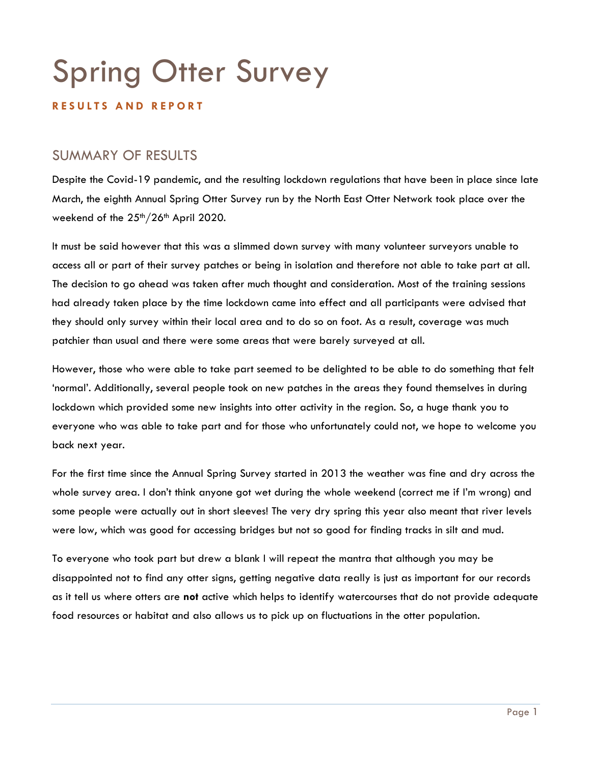# Spring Otter Survey

**RESULTS AND REPORT**

## SUMMARY OF RESULTS

Despite the Covid-19 pandemic, and the resulting lockdown regulations that have been in place since late March, the eighth Annual Spring Otter Survey run by the North East Otter Network took place over the weekend of the 25th/26th April 2020.

It must be said however that this was a slimmed down survey with many volunteer surveyors unable to access all or part of their survey patches or being in isolation and therefore not able to take part at all. The decision to go ahead was taken after much thought and consideration. Most of the training sessions had already taken place by the time lockdown came into effect and all participants were advised that they should only survey within their local area and to do so on foot. As a result, coverage was much patchier than usual and there were some areas that were barely surveyed at all.

However, those who were able to take part seemed to be delighted to be able to do something that felt 'normal'. Additionally, several people took on new patches in the areas they found themselves in during lockdown which provided some new insights into otter activity in the region. So, a huge thank you to everyone who was able to take part and for those who unfortunately could not, we hope to welcome you back next year.

For the first time since the Annual Spring Survey started in 2013 the weather was fine and dry across the whole survey area. I don't think anyone got wet during the whole weekend (correct me if I'm wrong) and some people were actually out in short sleeves! The very dry spring this year also meant that river levels were low, which was good for accessing bridges but not so good for finding tracks in silt and mud.

To everyone who took part but drew a blank I will repeat the mantra that although you may be disappointed not to find any otter signs, getting negative data really is just as important for our records as it tell us where otters are **not** active which helps to identify watercourses that do not provide adequate food resources or habitat and also allows us to pick up on fluctuations in the otter population.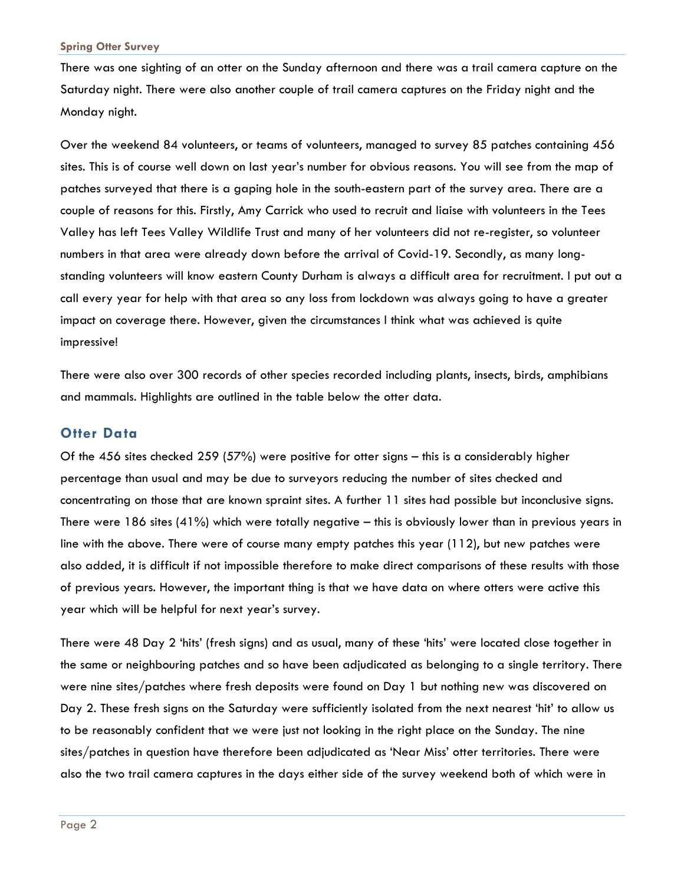There was one sighting of an otter on the Sunday afternoon and there was a trail camera capture on the Saturday night. There were also another couple of trail camera captures on the Friday night and the Monday night.

Over the weekend 84 volunteers, or teams of volunteers, managed to survey 85 patches containing 456 sites. This is of course well down on last year's number for obvious reasons. You will see from the map of patches surveyed that there is a gaping hole in the south-eastern part of the survey area. There are a couple of reasons for this. Firstly, Amy Carrick who used to recruit and liaise with volunteers in the Tees Valley has left Tees Valley Wildlife Trust and many of her volunteers did not re-register, so volunteer numbers in that area were already down before the arrival of Covid-19. Secondly, as many long-standing volunteers will know eastern County Durham is always a difficult area for recruitment. I put out a call every year for help with that area so any loss from lockdown was always going to have a greater impact on coverage there. However, given the circumstances I think what was achieved is quite impressive!

There were also over 300 records of other species recorded including plants, insects, birds, amphibians and mammals. Highlights are outlined in the table below the otter data.

## Otter Data

Of the 456 sites checked 259 (57%) were positive for otter signs – this is a considerably higher percentage than usual and may be due to surveyors reducing the number of sites checked and concentrating on those that are known spraint sites. A further 11 sites had possible but inconclusive signs. There were 186 sites (41%) which were totally negative – this is obviously lower than in previous years in line with the above. There were of course many empty patches this year (112), but new patches were also added, it is difficult if not impossible therefore to make direct comparisons of these results with those of previous years. However, the important thing is that we have data on where otters were active this year which will be helpful for next year's survey.

There were 48 Day 2 'hits' (fresh signs) and as usual, many of these 'hits' were located close together in the same or neighbouring patches and so have been adjudicated as belonging to a single territory. There were nine sites/patches where fresh deposits were found on Day 1 but nothing new was discovered on Day 2. These fresh signs on the Saturday were sufficiently isolated from the next nearest 'hit' to allow us to be reasonably confident that we were just not looking in the right place on the Sunday. The nine sites/patches in question have therefore been adjudicated as 'Near Miss' otter territories. There were also the two trail camera captures in the days either side of the survey weekend both of which were in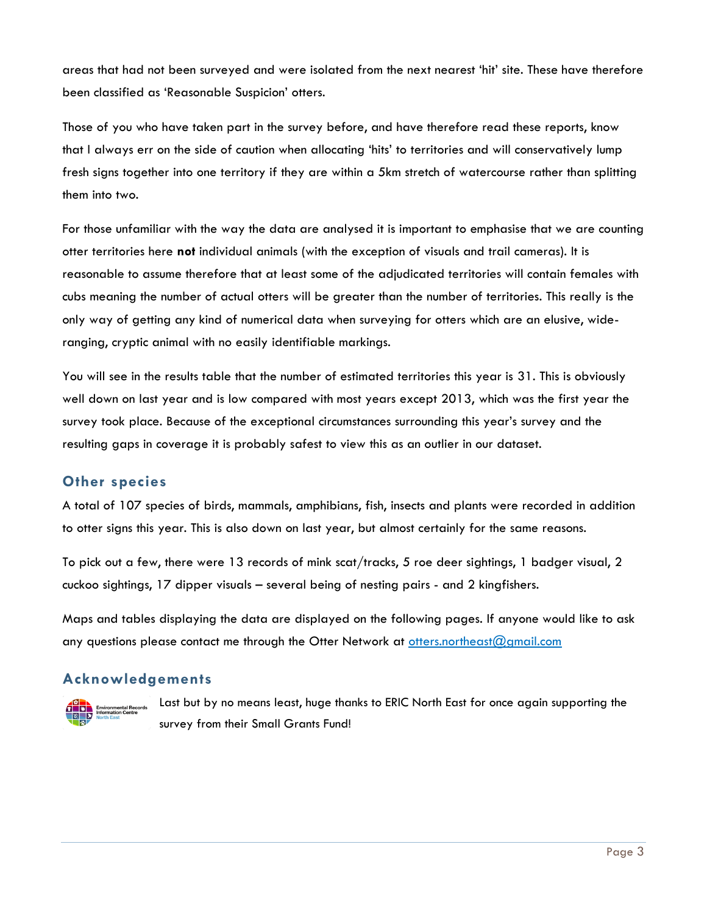areas that had not been surveyed and were isolated from the next nearest 'hit' site. These have therefore been classified as 'Reasonable Suspicion' otters.

Those of you who have taken part in the survey before, and have therefore read these reports, know that I always err on the side of caution when allocating 'hits' to territories and will conservatively lump fresh signs together into one territory if they are within a 5km stretch of watercourse rather than splitting them into two.

For those unfamiliar with the way the data are analysed it is important to emphasise that we are counting otter territories here **not** individual animals (with the exception of visuals and trail cameras). It is reasonable to assume therefore that at least some of the adjudicated territories will contain females with cubs meaning the number of actual otters will be greater than the number of territories. This really is the only way of getting any kind of numerical data when surveying for otters which are an elusive, wide-ranging, cryptic animal with no easily identifiable markings.

You will see in the results table that the number of estimated territories this year is 31. This is obviously well down on last year and is low compared with most years except 2013, which was the first year the survey took place. Because of the exceptional circumstances surrounding this year's survey and the resulting gaps in coverage it is probably safest to view this as an outlier in our dataset.

## Other species

A total of 107 species of birds, mammals, amphibians, fish, insects and plants were recorded in addition to otter signs this year. This is also down on last year, but almost certainly for the same reasons.

To pick out a few, there were 13 records of mink scat/tracks, 5 roe deer sightings, 1 badger visual, 2 cuckoo sightings, 17 dipper visuals – several being of nesting pairs - and 2 kingfishers.

Maps and tables displaying the data are displayed on the following pages. If anyone would like to ask any questions please contact me through the Otter Network at otters.northeast@gmail.com

## Acknowledgements

Last but by no means least, huge thanks to ERIC North East for once again supporting the survey from their Small Grants Fund!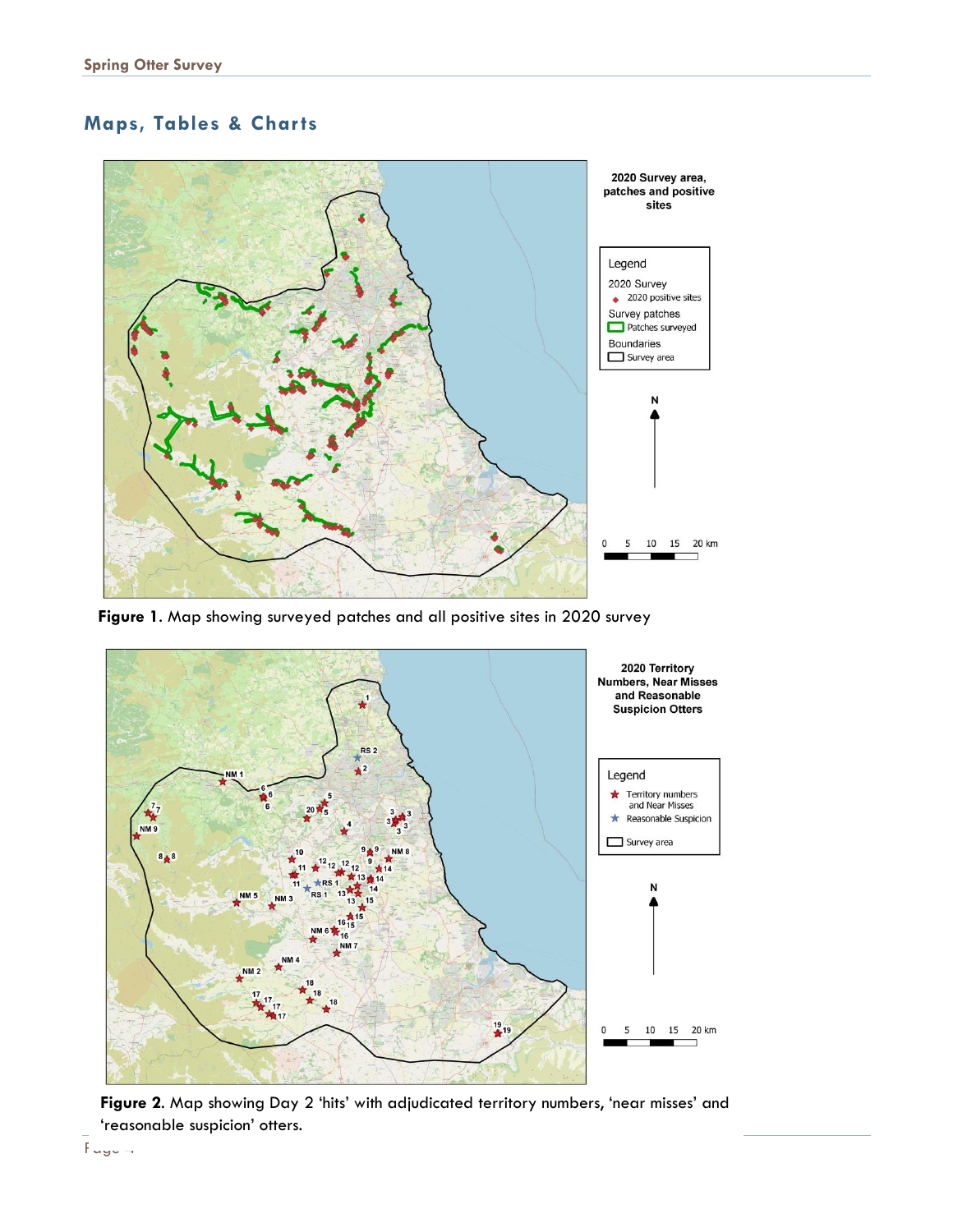## Maps, Tables & Charts

**Figure 1**. Map showing surveyed patches and all positive sites in 2020 survey

**Figure 2**. Map showing Day 2 'hits' with adjudicated territory numbers, 'near misses' and 'reasonable suspicion' otters.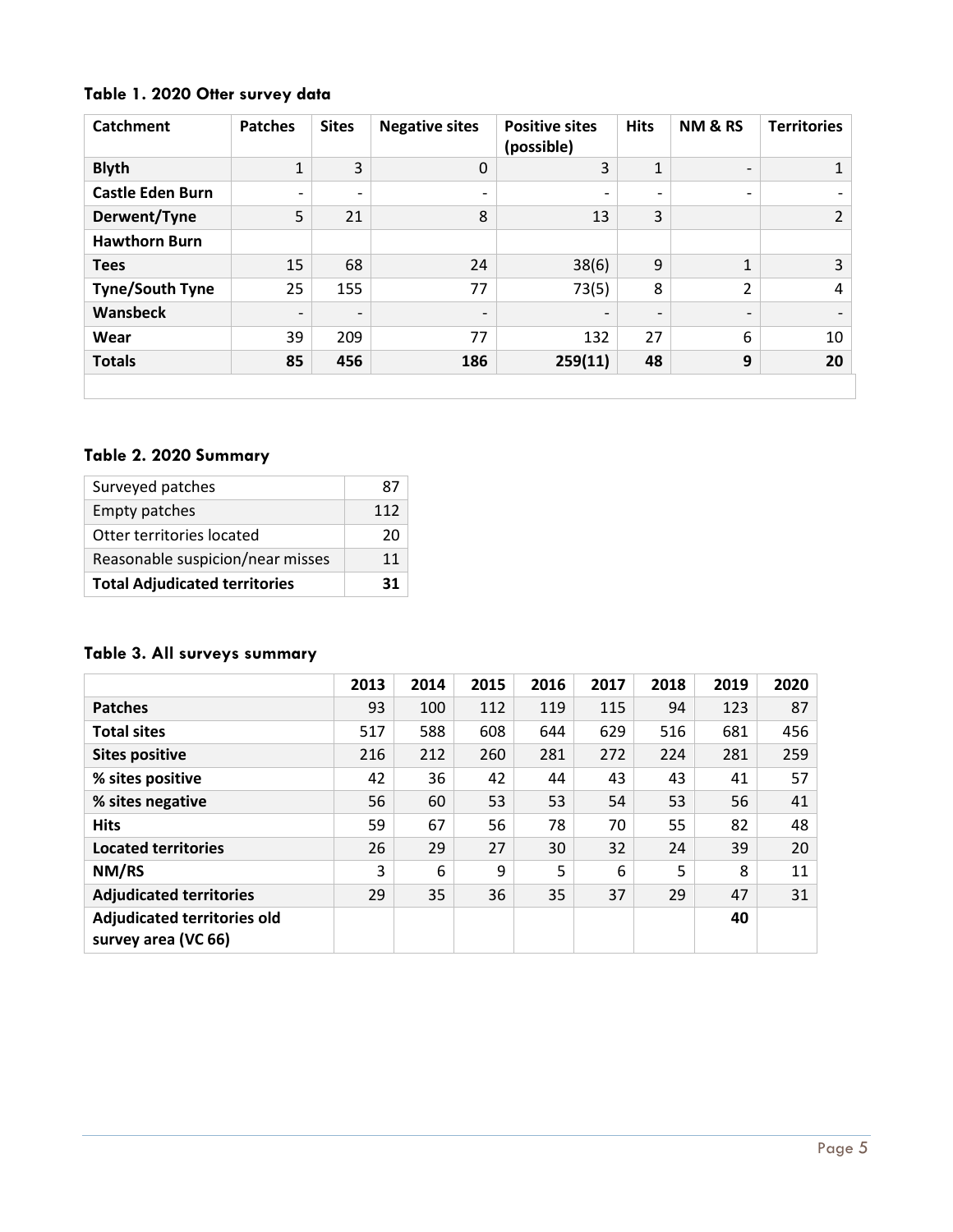### Table 1. 2020 Otter survey data

| Catchment | Patches | Sites | Negative sites | Positive sites (possible) | Hits | NM & RS | Territories |
|---|---|---|---|---|---|---|---|
| **Blyth** | 1 | 3 | 0 | 3 | 1 | - | 1 |
| **Castle Eden Burn** | - | - | - | - | - | - | - |
| **Derwent/Tyne** | 5 | 21 | 8 | 13 | 3 | | 2 |
| **Hawthorn Burn** | | | | | | | |
| **Tees** | 15 | 68 | 24 | 38(6) | 9 | 1 | 3 |
| **Tyne/South Tyne** | 25 | 155 | 77 | 73(5) | 8 | 2 | 4 |
| **Wansbeck** | - | - | - | - | - | - | - |
| **Wear** | 39 | 209 | 77 | 132 | 27 | 6 | 10 |
| **Totals** | **85** | **456** | **186** | **259(11)** | **48** | **9** | **20** |

### Table 2. 2020 Summary

| | |
|---|---|
| Surveyed patches | 87 |
| Empty patches | 112 |
| Otter territories located | 20 |
| Reasonable suspicion/near misses | 11 |
| **Total Adjudicated territories** | **31** |

### Table 3. All surveys summary

| | 2013 | 2014 | 2015 | 2016 | 2017 | 2018 | 2019 | 2020 |
|---|---|---|---|---|---|---|---|---|
| **Patches** | 93 | 100 | 112 | 119 | 115 | 94 | 123 | 87 |
| **Total sites** | 517 | 588 | 608 | 644 | 629 | 516 | 681 | 456 |
| **Sites positive** | 216 | 212 | 260 | 281 | 272 | 224 | 281 | 259 |
| **% sites positive** | 42 | 36 | 42 | 44 | 43 | 43 | 41 | 57 |
| **% sites negative** | 56 | 60 | 53 | 53 | 54 | 53 | 56 | 41 |
| **Hits** | 59 | 67 | 56 | 78 | 70 | 55 | 82 | 48 |
| **Located territories** | 26 | 29 | 27 | 30 | 32 | 24 | 39 | 20 |
| **NM/RS** | 3 | 6 | 9 | 5 | 6 | 5 | 8 | 11 |
| **Adjudicated territories** | 29 | 35 | 36 | 35 | 37 | 29 | 47 | 31 |
| **Adjudicated territories old survey area (VC 66)** | | | | | | | **40** | |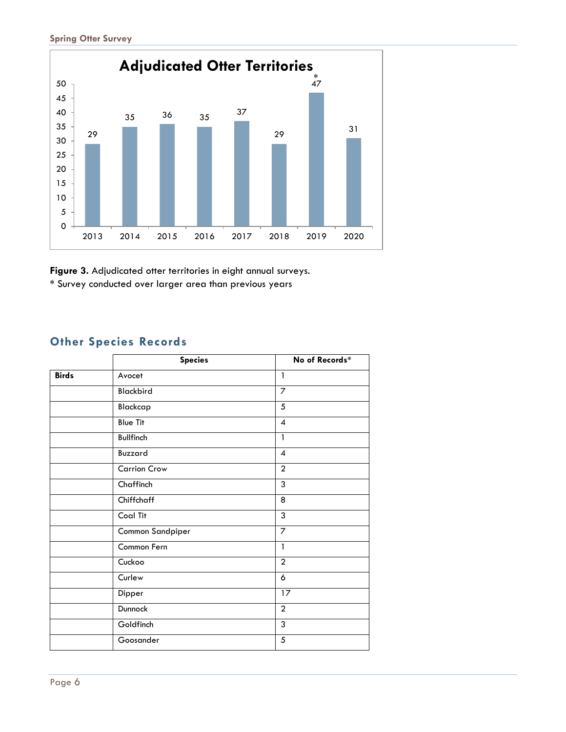**Figure 3.** Adjudicated otter territories in eight annual surveys.
* Survey conducted over larger area than previous years

## Other Species Records

| | Species | No of Records* |
|---|---|---|
| **Birds** | Avocet | 1 |
| | Blackbird | 7 |
| | Blackcap | 5 |
| | Blue Tit | 4 |
| | Bullfinch | 1 |
| | Buzzard | 4 |
| | Carrion Crow | 2 |
| | Chaffinch | 3 |
| | Chiffchaff | 8 |
| | Coal Tit | 3 |
| | Common Sandpiper | 7 |
| | Common Fern | 1 |
| | Cuckoo | 2 |
| | Curlew | 6 |
| | Dipper | 17 |
| | Dunnock | 2 |
| | Goldfinch | 3 |
| | Goosander | 5 |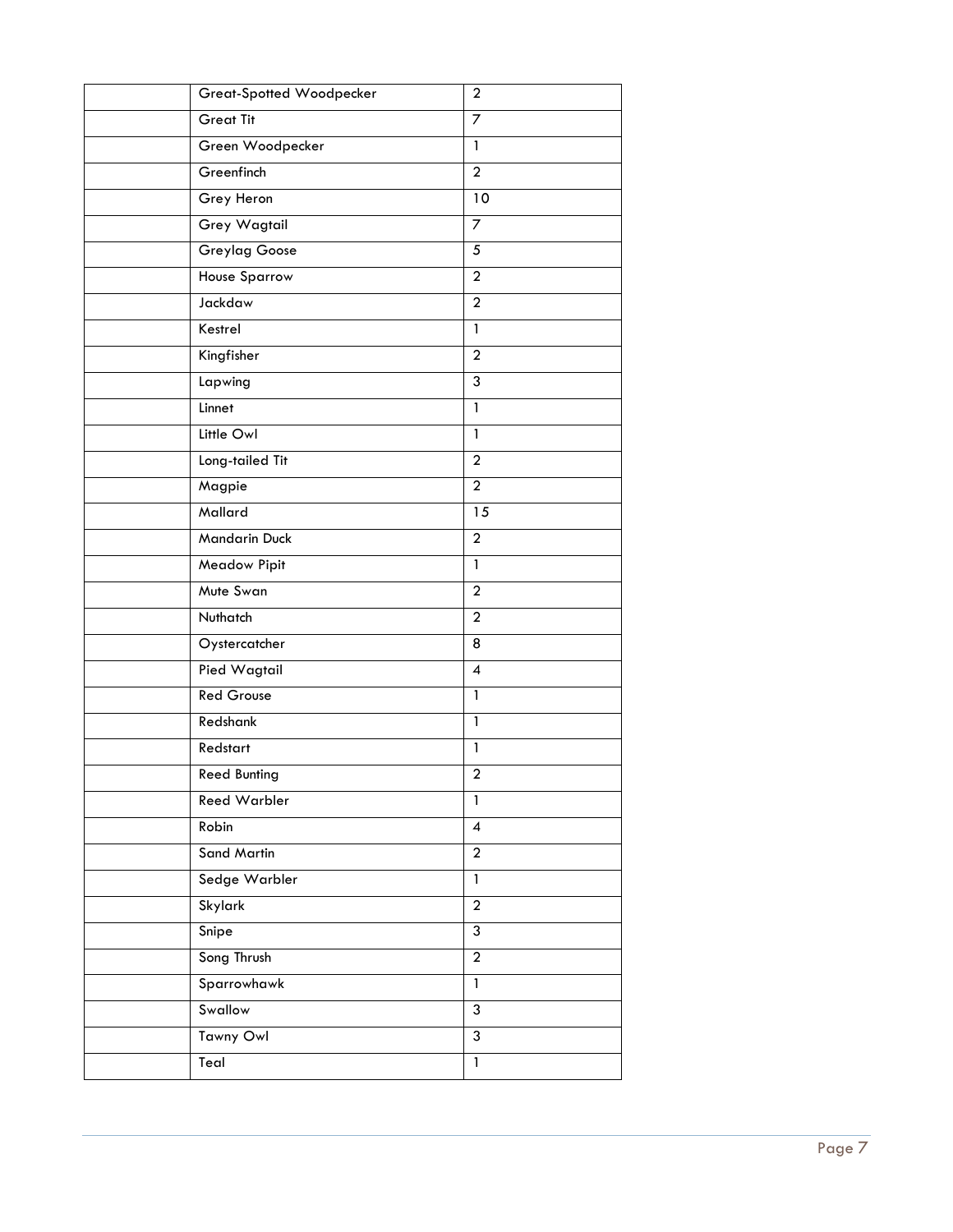| | | |
|---|---|---|
| | Great-Spotted Woodpecker | 2 |
| | Great Tit | 7 |
| | Green Woodpecker | 1 |
| | Greenfinch | 2 |
| | Grey Heron | 10 |
| | Grey Wagtail | 7 |
| | Greylag Goose | 5 |
| | House Sparrow | 2 |
| | Jackdaw | 2 |
| | Kestrel | 1 |
| | Kingfisher | 2 |
| | Lapwing | 3 |
| | Linnet | 1 |
| | Little Owl | 1 |
| | Long-tailed Tit | 2 |
| | Magpie | 2 |
| | Mallard | 15 |
| | Mandarin Duck | 2 |
| | Meadow Pipit | 1 |
| | Mute Swan | 2 |
| | Nuthatch | 2 |
| | Oystercatcher | 8 |
| | Pied Wagtail | 4 |
| | Red Grouse | 1 |
| | Redshank | 1 |
| | Redstart | 1 |
| | Reed Bunting | 2 |
| | Reed Warbler | 1 |
| | Robin | 4 |
| | Sand Martin | 2 |
| | Sedge Warbler | 1 |
| | Skylark | 2 |
| | Snipe | 3 |
| | Song Thrush | 2 |
| | Sparrowhawk | 1 |
| | Swallow | 3 |
| | Tawny Owl | 3 |
| | Teal | 1 |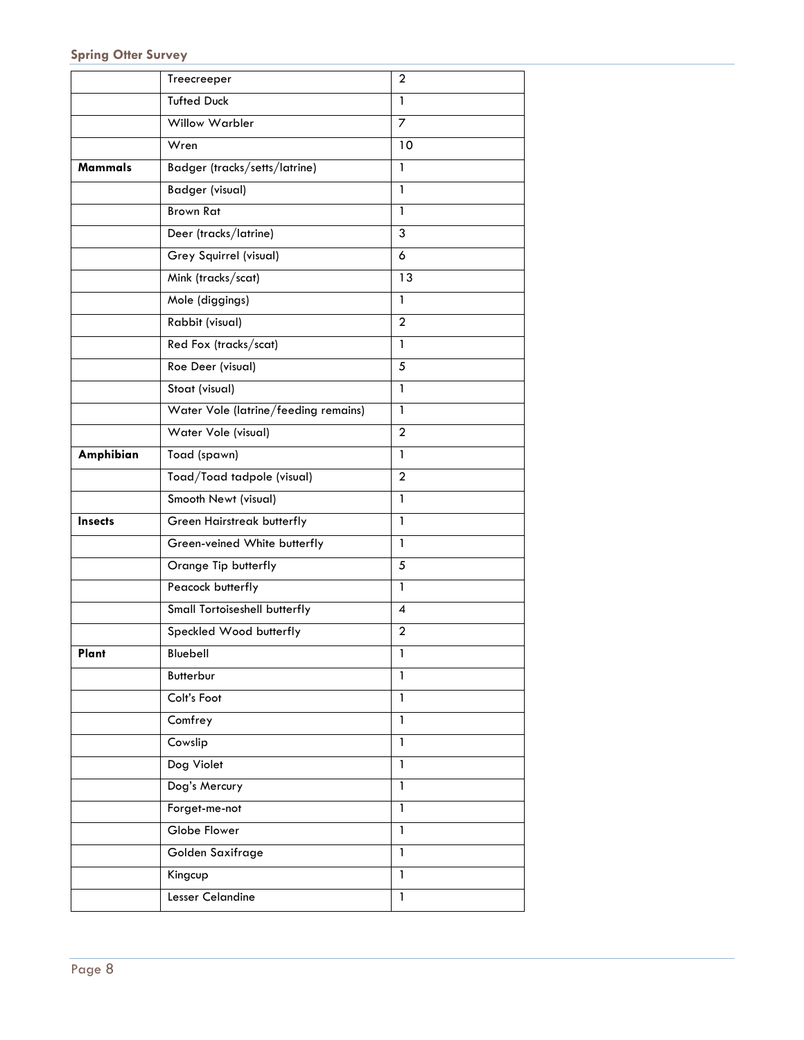| | | |
|---|---|---|
| | Treecreeper | 2 |
| | Tufted Duck | 1 |
| | Willow Warbler | 7 |
| | Wren | 10 |
| **Mammals** | Badger (tracks/setts/latrine) | 1 |
| | Badger (visual) | 1 |
| | Brown Rat | 1 |
| | Deer (tracks/latrine) | 3 |
| | Grey Squirrel (visual) | 6 |
| | Mink (tracks/scat) | 13 |
| | Mole (diggings) | 1 |
| | Rabbit (visual) | 2 |
| | Red Fox (tracks/scat) | 1 |
| | Roe Deer (visual) | 5 |
| | Stoat (visual) | 1 |
| | Water Vole (latrine/feeding remains) | 1 |
| | Water Vole (visual) | 2 |
| **Amphibian** | Toad (spawn) | 1 |
| | Toad/Toad tadpole (visual) | 2 |
| | Smooth Newt (visual) | 1 |
| **Insects** | Green Hairstreak butterfly | 1 |
| | Green-veined White butterfly | 1 |
| | Orange Tip butterfly | 5 |
| | Peacock butterfly | 1 |
| | Small Tortoiseshell butterfly | 4 |
| | Speckled Wood butterfly | 2 |
| **Plant** | Bluebell | 1 |
| | Butterbur | 1 |
| | Colt's Foot | 1 |
| | Comfrey | 1 |
| | Cowslip | 1 |
| | Dog Violet | 1 |
| | Dog's Mercury | 1 |
| | Forget-me-not | 1 |
| | Globe Flower | 1 |
| | Golden Saxifrage | 1 |
| | Kingcup | 1 |
| | Lesser Celandine | 1 |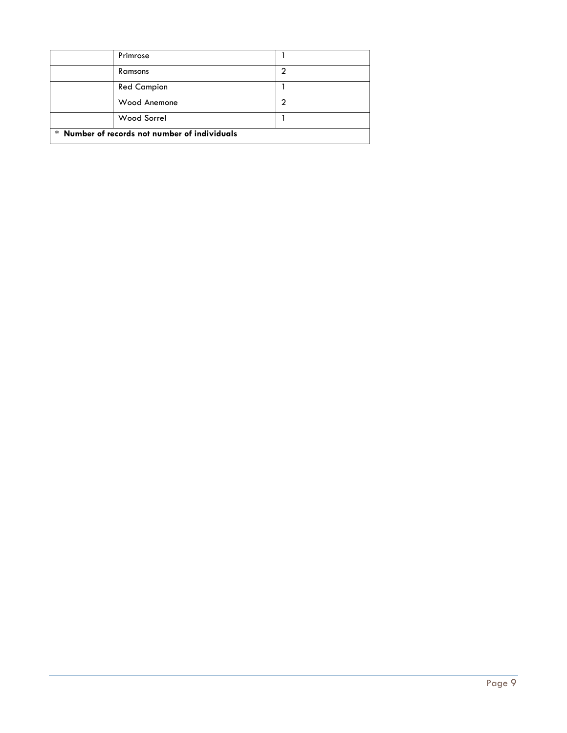| | | |
|---|---|---|
| | Primrose | 1 |
| | Ramsons | 2 |
| | Red Campion | 1 |
| | Wood Anemone | 2 |
| | Wood Sorrel | 1 |
| * **Number of records not number of individuals** | | |